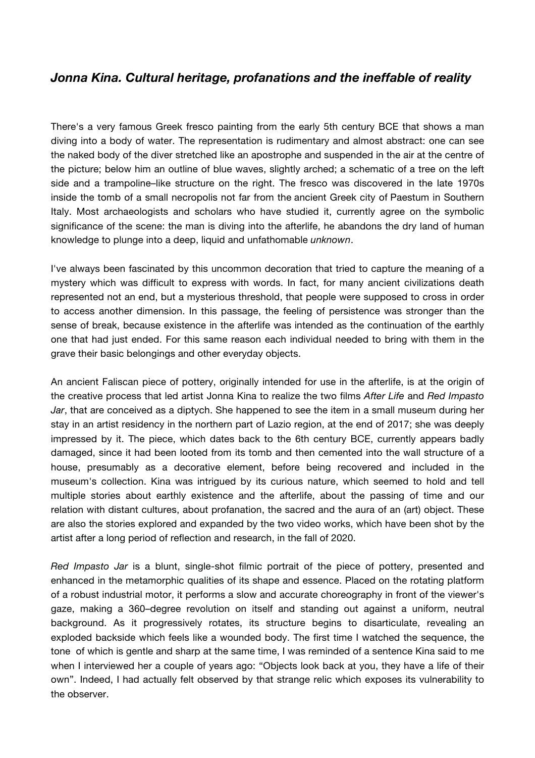# *Jonna Kina. Cultural heritage, profanations and the ineffable of reality*

There's a very famous Greek fresco painting from the early 5th century BCE that shows a man diving into a body of water. The representation is rudimentary and almost abstract: one can see the naked body of the diver stretched like an apostrophe and suspended in the air at the centre of the picture; below him an outline of blue waves, slightly arched; a schematic of a tree on the left side and a trampoline–like structure on the right. The fresco was discovered in the late 1970s inside the tomb of a small necropolis not far from the ancient Greek city of Paestum in Southern Italy. Most archaeologists and scholars who have studied it, currently agree on the symbolic significance of the scene: the man is diving into the afterlife, he abandons the dry land of human knowledge to plunge into a deep, liquid and unfathomable *unknown*.

I've always been fascinated by this uncommon decoration that tried to capture the meaning of a mystery which was difficult to express with words. In fact, for many ancient civilizations death represented not an end, but a mysterious threshold, that people were supposed to cross in order to access another dimension. In this passage, the feeling of persistence was stronger than the sense of break, because existence in the afterlife was intended as the continuation of the earthly one that had just ended. For this same reason each individual needed to bring with them in the grave their basic belongings and other everyday objects.

An ancient Faliscan piece of pottery, originally intended for use in the afterlife, is at the origin of the creative process that led artist Jonna Kina to realize the two films *After Life* and *Red Impasto Jar*, that are conceived as a diptych. She happened to see the item in a small museum during her stay in an artist residency in the northern part of Lazio region, at the end of 2017; she was deeply impressed by it. The piece, which dates back to the 6th century BCE, currently appears badly damaged, since it had been looted from its tomb and then cemented into the wall structure of a house, presumably as a decorative element, before being recovered and included in the museum's collection. Kina was intrigued by its curious nature, which seemed to hold and tell multiple stories about earthly existence and the afterlife, about the passing of time and our relation with distant cultures, about profanation, the sacred and the aura of an (art) object. These are also the stories explored and expanded by the two video works, which have been shot by the artist after a long period of reflection and research, in the fall of 2020.

*Red Impasto Jar* is a blunt, single-shot filmic portrait of the piece of pottery, presented and enhanced in the metamorphic qualities of its shape and essence. Placed on the rotating platform of a robust industrial motor, it performs a slow and accurate choreography in front of the viewer's gaze, making a 360–degree revolution on itself and standing out against a uniform, neutral background. As it progressively rotates, its structure begins to disarticulate, revealing an exploded backside which feels like a wounded body. The first time I watched the sequence, the tone of which is gentle and sharp at the same time, I was reminded of a sentence Kina said to me when I interviewed her a couple of years ago: "Objects look back at you, they have a life of their own". Indeed, I had actually felt observed by that strange relic which exposes its vulnerability to the observer.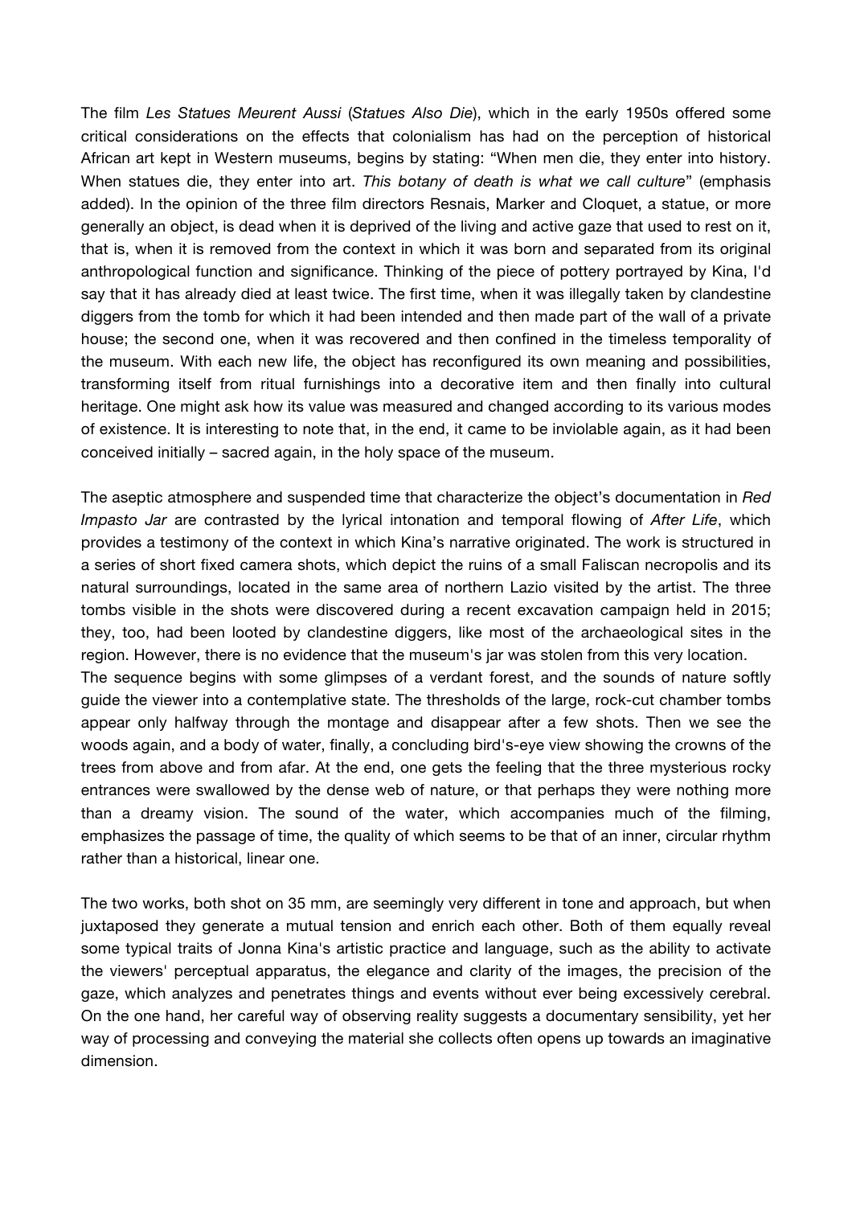The film *Les Statues Meurent Aussi* (*Statues Also Die*), which in the early 1950s offered some critical considerations on the effects that colonialism has had on the perception of historical African art kept in Western museums, begins by stating: "When men die, they enter into history. When statues die, they enter into art. *This botany of death is what we call culture*" (emphasis added). In the opinion of the three film directors Resnais, Marker and Cloquet, a statue, or more generally an object, is dead when it is deprived of the living and active gaze that used to rest on it, that is, when it is removed from the context in which it was born and separated from its original anthropological function and significance. Thinking of the piece of pottery portrayed by Kina, I'd say that it has already died at least twice. The first time, when it was illegally taken by clandestine diggers from the tomb for which it had been intended and then made part of the wall of a private house; the second one, when it was recovered and then confined in the timeless temporality of the museum. With each new life, the object has reconfigured its own meaning and possibilities, transforming itself from ritual furnishings into a decorative item and then finally into cultural heritage. One might ask how its value was measured and changed according to its various modes of existence. It is interesting to note that, in the end, it came to be inviolable again, as it had been conceived initially – sacred again, in the holy space of the museum.

The aseptic atmosphere and suspended time that characterize the object's documentation in *Red Impasto Jar* are contrasted by the lyrical intonation and temporal flowing of *After Life*, which provides a testimony of the context in which Kina's narrative originated. The work is structured in a series of short fixed camera shots, which depict the ruins of a small Faliscan necropolis and its natural surroundings, located in the same area of northern Lazio visited by the artist. The three tombs visible in the shots were discovered during a recent excavation campaign held in 2015; they, too, had been looted by clandestine diggers, like most of the archaeological sites in the region. However, there is no evidence that the museum's jar was stolen from this very location.
The sequence begins with some glimpses of a verdant forest, and the sounds of nature softly guide the viewer into a contemplative state. The thresholds of the large, rock-cut chamber tombs appear only halfway through the montage and disappear after a few shots. Then we see the woods again, and a body of water, finally, a concluding bird's-eye view showing the crowns of the trees from above and from afar. At the end, one gets the feeling that the three mysterious rocky entrances were swallowed by the dense web of nature, or that perhaps they were nothing more than a dreamy vision. The sound of the water, which accompanies much of the filming, emphasizes the passage of time, the quality of which seems to be that of an inner, circular rhythm rather than a historical, linear one.

The two works, both shot on 35 mm, are seemingly very different in tone and approach, but when juxtaposed they generate a mutual tension and enrich each other. Both of them equally reveal some typical traits of Jonna Kina's artistic practice and language, such as the ability to activate the viewers' perceptual apparatus, the elegance and clarity of the images, the precision of the gaze, which analyzes and penetrates things and events without ever being excessively cerebral. On the one hand, her careful way of observing reality suggests a documentary sensibility, yet her way of processing and conveying the material she collects often opens up towards an imaginative dimension.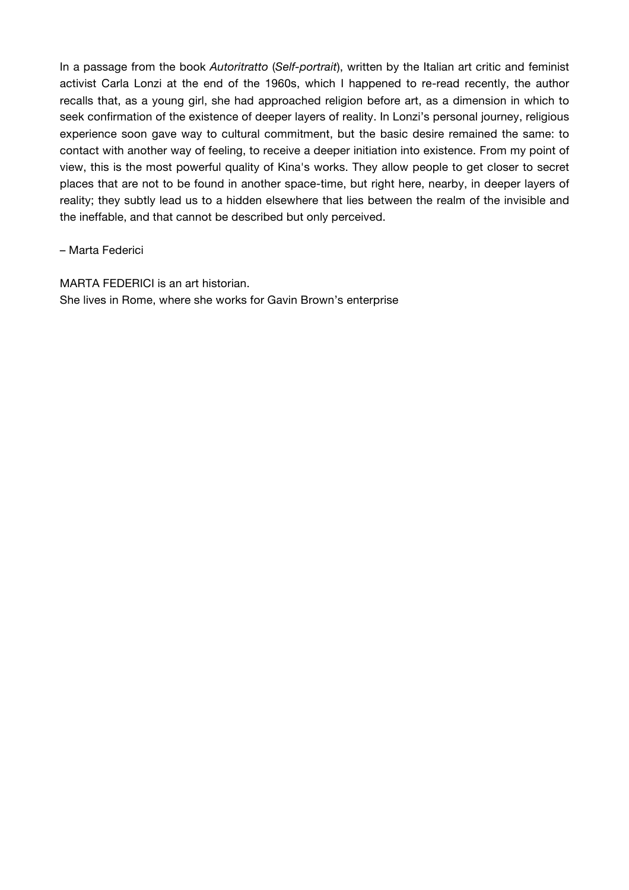In a passage from the book *Autoritratto* (*Self-portrait*), written by the Italian art critic and feminist activist Carla Lonzi at the end of the 1960s, which I happened to re-read recently, the author recalls that, as a young girl, she had approached religion before art, as a dimension in which to seek confirmation of the existence of deeper layers of reality. In Lonzi's personal journey, religious experience soon gave way to cultural commitment, but the basic desire remained the same: to contact with another way of feeling, to receive a deeper initiation into existence. From my point of view, this is the most powerful quality of Kina's works. They allow people to get closer to secret places that are not to be found in another space-time, but right here, nearby, in deeper layers of reality; they subtly lead us to a hidden elsewhere that lies between the realm of the invisible and the ineffable, and that cannot be described but only perceived.

– Marta Federici

MARTA FEDERICI is an art historian.
She lives in Rome, where she works for Gavin Brown's enterprise